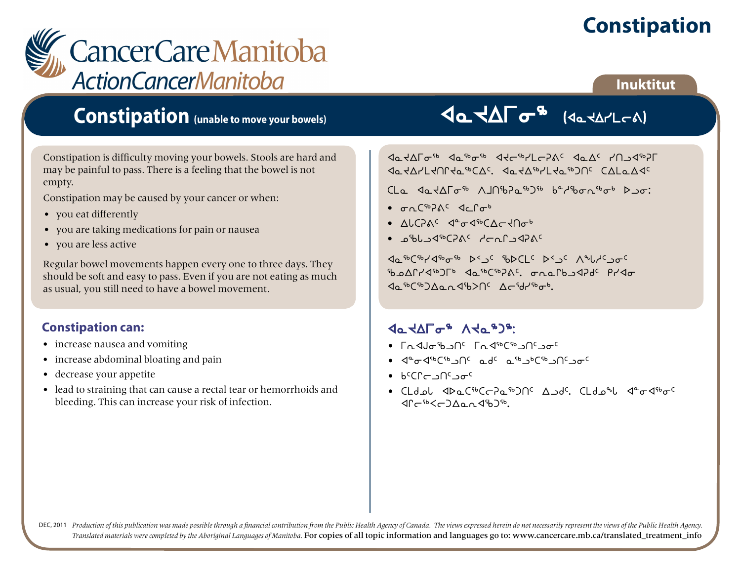# Constipation

CancerCare Manitoba
ActionCancerManitoba

Inukititut

## Constipation (unable to move your bowels)

## ᐊᓇᕚᒥᓂᖅ (ᐊᓇᕚᓯᒪᓂᕖ)

Constipation is difficulty moving your bowels. Stools are hard and may be painful to pass. There is a feeling that the bowel is not empty.

Constipation may be caused by your cancer or when:

- you eat differently
- you are taking medications for pain or nausea
- you are less active

Regular bowel movements happen every one to three days. They should be soft and easy to pass. Even if you are not eating as much as usual, you still need to have a bowel movement.

ᐊᓇᕚᒥᓂᖅ ᐊᓇᖅᓂᖅ ᐊᕚᓕᖅᓯᒪᓕᕈᕖᑦ ᐊᓇᐃᑦ ᓯᑎᓗᐊᖅᕈᒥ ᐊᓇᕚᓯᒪᕚᑎᒋᕚᓇᖅᑕᐃᑦ. ᐊᓇᕚᐃᖅᓯᒪᕚᓇᖅᑐᑎᑦ ᑕᐃᒪᓇᐃᐊᑦ

ᑕᒪᓇ ᐊᓇᕚᒥᓂᖅ ᐱᒍᑎᖃᕈᓇᖅᑐᖅ ᑲᓐᓯᖃᓂᖅᓂᒃ ᐅᓗᓂ:

- ᓂᕆᑦᑕᖅᕈᕖᑦ ᐊᓕᒥᓂᒃ
- ᐃᒐᑕᕈᕖᑦ ᐊᓐᓂᐊᖅᑕᐃᓕᕚᑎᓂᒃ
- ᓄᖃᒐᓗᐊᖅᑕᕈᕖᑦ ᓱᓕᕆᒥᓗᐊᕈᕖᑦ

ᐊᓇᖅᑕᖅᓯᐊᖅᓂᖅ ᐅᐸᓗᑦ ᖃᐅᑕᒪᑦ ᐅᐸᓗᑦ ᐱᖓᓱᑦᑐᓂᑦ ᖃᓄᐃᒋᓯᐊᖅᑐᒥᒃ ᐊᓇᖅᑕᖅᕈᕖᑦ. ᓂᕆᓇᒥᒃᑲᓗᐊᕈᑯᑦ ᑭᓯᐊᓂ ᐊᓇᖅᑕᖅᑐᐃᓇᓇᐊᖃᐳᑎᑦ ᐃᓕᖁᓯᖅᓂᒃ.

### Constipation can:

- increase nausea and vomiting
- increase abdominal bloating and pain
- decrease your appetite
- lead to straining that can cause a rectal tear or hemorrhoids and bleeding. This can increase your risk of infection.

### ᐊᓇᕚᒥᓂᖅ ᐱᕚᓇᖅᑐᖅ:

- ᒥᕆᐊᒍᓂᖃᓗᑎᑦ ᒥᕆᐊᖅᑕᖅᓗᑎᑦᓗᓂᑦ
- ᐊᓐᓂᐊᖅᑕᖅᓗᑎᑦ ᓇᑯᑦ ᓇᖅᓗᒃᑕᖅᓗᑎᑦᓗᓂᑦ
- ᑲᑦᑕᒋᓕᓗᑎᑦᓗᓂᑦ
- ᑕᒪᑯᓄᓚ ᐊᐅᓇᑦᑕᖅᑕᓕᕈᓇᖅᑐᑎᑦ ᐃᓗᑯᑦ. ᑕᒪᑯᓐᖓ ᐊᓐᓂᐊᖅᓂᑦ ᐊᒥᓕᖅᐸᓕᑐᐃᓇᓇᐊᖃᐳᖅ.

DEC, 2011 *Production of this publication was made possible through a financial contribution from the Public Health Agency of Canada. The views expressed herein do not necessarily represent the views of the Public Health Agency. Translated materials were completed by the Aboriginal Languages of Manitoba.* For copies of all topic information and languages go to: www.cancercare.mb.ca/translated_treatment_info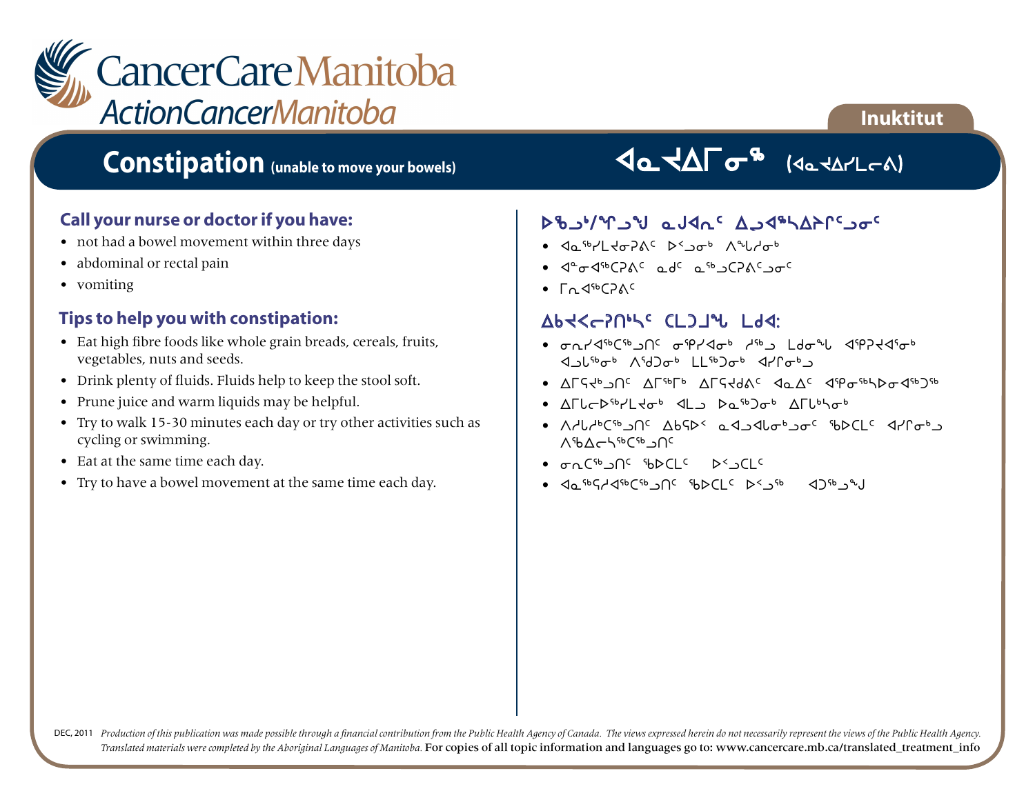CancerCare Manitoba
ActionCancerManitoba

Inuktitut

# Constipation (unable to move your bowels)

# ᐊᓇᔪᐃᒥᓂᖅ (ᐊᓇᔪᐃᓯᒪᓕᕕ)

## Call your nurse or doctor if you have:

- not had a bowel movement within three days
- abdominal or rectal pain
- vomiting

## Tips to help you with constipation:

- Eat high fibre foods like whole grain breads, cereals, fruits, vegetables, nuts and seeds.
- Drink plenty of fluids. Fluids help to keep the stool soft.
- Prune juice and warm liquids may be helpful.
- Try to walk 15-30 minutes each day or try other activities such as cycling or swimming.
- Eat at the same time each day.
- Try to have a bowel movement at the same time each day.

## ᐅᖃᓗᒃ/ᕝᕆᓗᒍ ᓇᒍᐊᓇᑦ ᐃᓗᐊᕐᓴᐃᔨᒋᑦᓗᓂᑦ

- ᐊᓇᖅᓯᒪᔪᓂᕈᕕᑦ ᐅᐸᓗᓂᒃ ᐱᖓᓱᓂᒃ
- ᐊᖏᓂᐊᖅᑕᕈᕕᑦ ᓇᑯᑦ ᓇᖅᑐᑕᕈᕕᑦᓗᓂᑦ
- ᒥᓇᐊᖅᑕᕈᕕᑦ

## ᐃᑲᔪᐸᓚᕈᑎᒃᓴᑦ ᑕᒪᑐᒧᖓ ᒪᑯᐊ:

- ᓂᕆᓱᐊᖅᑕᖅᑐᑎᑦ ᓂᕿᓱᐊᓂᒃ ᓱᖅᑐ ᒪᑯᓂᖓ ᐊᕿᔪᐊᕐᓂᒃ ᐊᓗᒐᖅᓂᒃ ᐱᖁᑐᒃ ᒪᒪᖅᑐᓂᒃ ᐊᓯᒋᓂᒃᓗ
- ᐃᒥᕋᔪᒃᓗᑎᑦ ᐃᒥᖅᒥᒃ ᐃᒥᕋᔪᑯᕕᑦ ᐊᓇᐃᑦ ᐊᕿᓂᖅᓴᐅᓂᐊᖅᑐᖅ
- ᐃᒥᒐᓚᐅᖅᓯᒪᔪᓂᒃ ᐊᒪᓗ ᐅᓇᖅᑐᓂᒃ ᐃᒥᒐᒃᓴᓂᒃ
- ᐱᓯᒐᓯᒃᑕᖅᑐᑎᑦ ᐃᑲᕋᐅᑉ ᓇᐊᓗᐊᒐᓂᒃᓗᓂᑦ ᖃᐅᑕᒪᑦ ᐊᓯᒋᓂᒃᓗ ᐱᖃᐃᓚᓴᖅᑕᖅᑐᑎᑦ
- ᓂᕆᑕᖅᑐᑎᑦ ᖃᐅᑕᒪᑦ ᐅᐸᓗᑕᒪᑦ
- ᐊᓇᖅᑲᓱᐊᖅᑕᖅᑐᑎᑦ ᖃᐅᑕᒪᑦ ᐅᐸᓗᖅ ᐊᑐᖅᑐᓐᒍ

DEC, 2011 *Production of this publication was made possible through a financial contribution from the Public Health Agency of Canada. The views expressed herein do not necessarily represent the views of the Public Health Agency. Translated materials were completed by the Aboriginal Languages of Manitoba.* For copies of all topic information and languages go to: www.cancercare.mb.ca/translated_treatment_info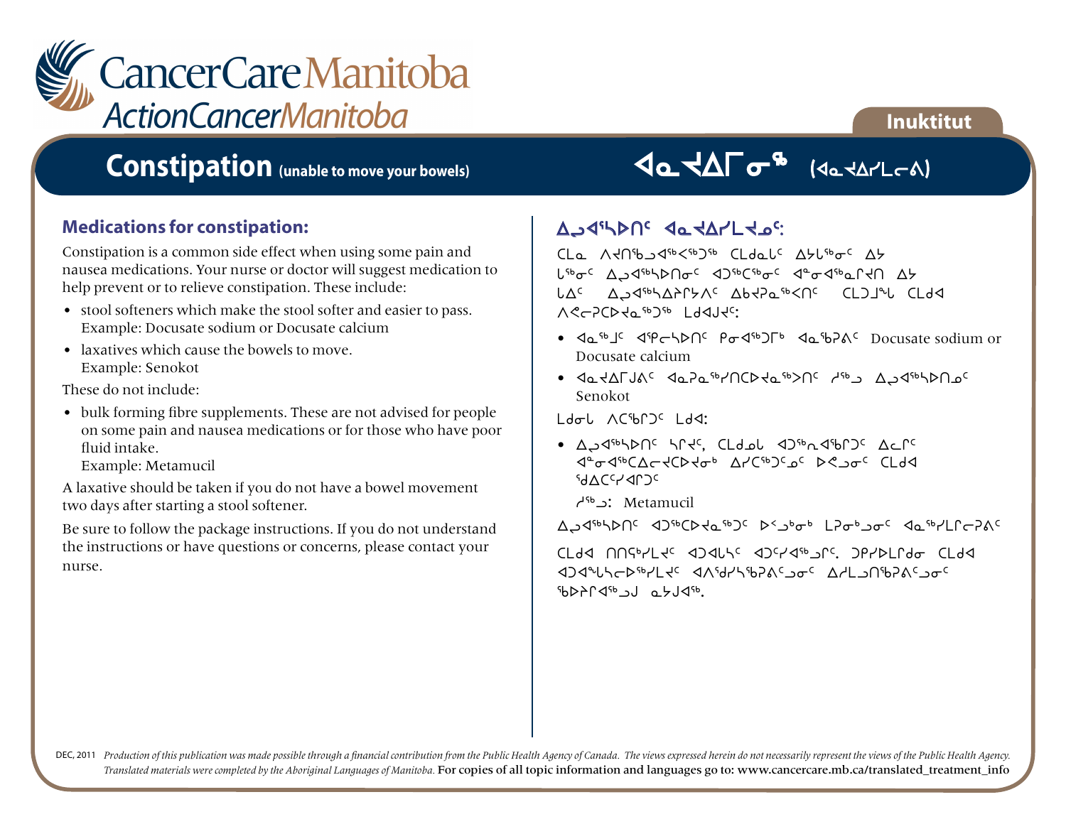CancerCare Manitoba
ActionCancerManitoba

Inuktitut

# Constipation (unable to move your bowels)

# ᐊᓇᔪᐃᒥᓂᖅ (ᐊᓇᔪᐃᓯᒪᓕᕕ)

## Medications for constipation:

Constipation is a common side effect when using some pain and nausea medications. Your nurse or doctor will suggest medication to help prevent or to relieve constipation. These include:

- stool softeners which make the stool softer and easier to pass. Example: Docusate sodium or Docusate calcium
- laxatives which cause the bowels to move. Example: Senokot

These do not include:

- bulk forming fibre supplements. These are not advised for people on some pain and nausea medications or for those who have poor fluid intake.
  Example: Metamucil

A laxative should be taken if you do not have a bowel movement two days after starting a stool softener.

Be sure to follow the package instructions. If you do not understand the instructions or have questions or concerns, please contact your nurse.

## ᐃᓗᐊᖅᓴᐅᑎᑦ ᐊᓇᔪᐃᓯᒪᔪᓄᑦ:

ᑕᒪᓇ ᐱᔪᑎᒃᑯᐊᖅᐸᖅᑐᖅ ᑕᒪᑯᓇᓚᑦ ᐃᔭᒐᖅᓂᑦ ᐃᔭ ᒐᖅᓂᑦ ᐃᓗᐊᖅᓴᐅᑎᓂᑦ ᐊᑐᖅᑕᖅᓂᑦ ᐊᓐᓂᐊᖅᓇᒥᔪᑎ ᐃᔭ ᒐᐃᑦ ᐃᓗᐊᖅᓴᐃᕈᕐᓴᐱᑦ ᐃᑲᔪᕈᓇᖅᐸᑎᑦ ᑕᒪᑐᒧᖓ ᑕᒪᑯᐊ ᐱᕙᓕᕈᑕᔪᓇᖅᑐᖅ ᒪᑯᐊᒍᔪᑦ:

- ᐊᓇᖅᒧᑦ ᐊᕿᓕᓴᐅᑎᑦ ᑭᓂᐊᖅᑐᒥᒃ ᐊᓇᒃᕈᕕᑦ Docusate sodium or Docusate calcium
- ᐊᓇᔪᐃᒥᒍᕕᑦ ᐊᓇᕈᓇᖅᓯᑎᑕᐅᔪᓇᖅᐳᑦ ᓱᖅᑐ ᐃᓗᐊᖅᓴᐅᑎᓄᑦ Senokot

ᒪᑯᓂᒐ ᐱᑕᖃᑐᑦ ᒪᑯᐊ:

- ᐃᓗᐊᖅᓴᐅᑎᑦ ᓴᒥᔪᑦ, ᑕᒪᑯᓄᒐ ᐊᑐᖅᑎᐊᖃᑐᑦ ᐃᓚᒥᑦ ᐊᓐᓂᐊᖅᑕᐃᓕᔪᑕᐅᔪᓂᒃ ᐃᓯᑕᖅᑐᑦᓄᑦ ᐅᕙᓗᓂᑦ ᑕᒪᑯᐊ ᖁᐃᑕᑦᓯᐊᒥᑐᑦ

  ᓱᖅᑐ: Metamucil

ᐃᓗᐊᖅᓴᐅᑎᑦ ᐊᑐᖅᑕᐅᔪᓇᖅᑐᑦ ᐅᑉᓗᒃᓂᒃ ᒪᕐᕆᒃᓗᓂᑦ ᐊᓇᖅᓯᒪᓕᓕᕈᕕᑦ

ᑕᒪᑯᐊ ᑎᑎᕋᖅᓯᒪᔪᑦ ᐊᑐᐊᒐᓴᑦ ᐊᑐᑦᓯᐊᖅᓗᒋᑦ. ᑐᑭᓯᐅᒪᒋᔪᓂ ᑕᒪᑯᐊ ᐊᑐᐊᒐᓴᓕᐅᖅᓯᒪᔪᑦ ᐊᐱᖁᓯᓴᖅᑕᕕᑦᓗᓂᑦ ᐃᓯᒪᓗᑎᒃᑕᕕᑦᓗᓂᑦ ᖃᐅᔨᒋᐊᖅᓗᒍ ᓇᔪᒍᐊᖅ.

DEC, 2011 *Production of this publication was made possible through a financial contribution from the Public Health Agency of Canada. The views expressed herein do not necessarily represent the views of the Public Health Agency. Translated materials were completed by the Aboriginal Languages of Manitoba.* For copies of all topic information and languages go to: www.cancercare.mb.ca/translated_treatment_info